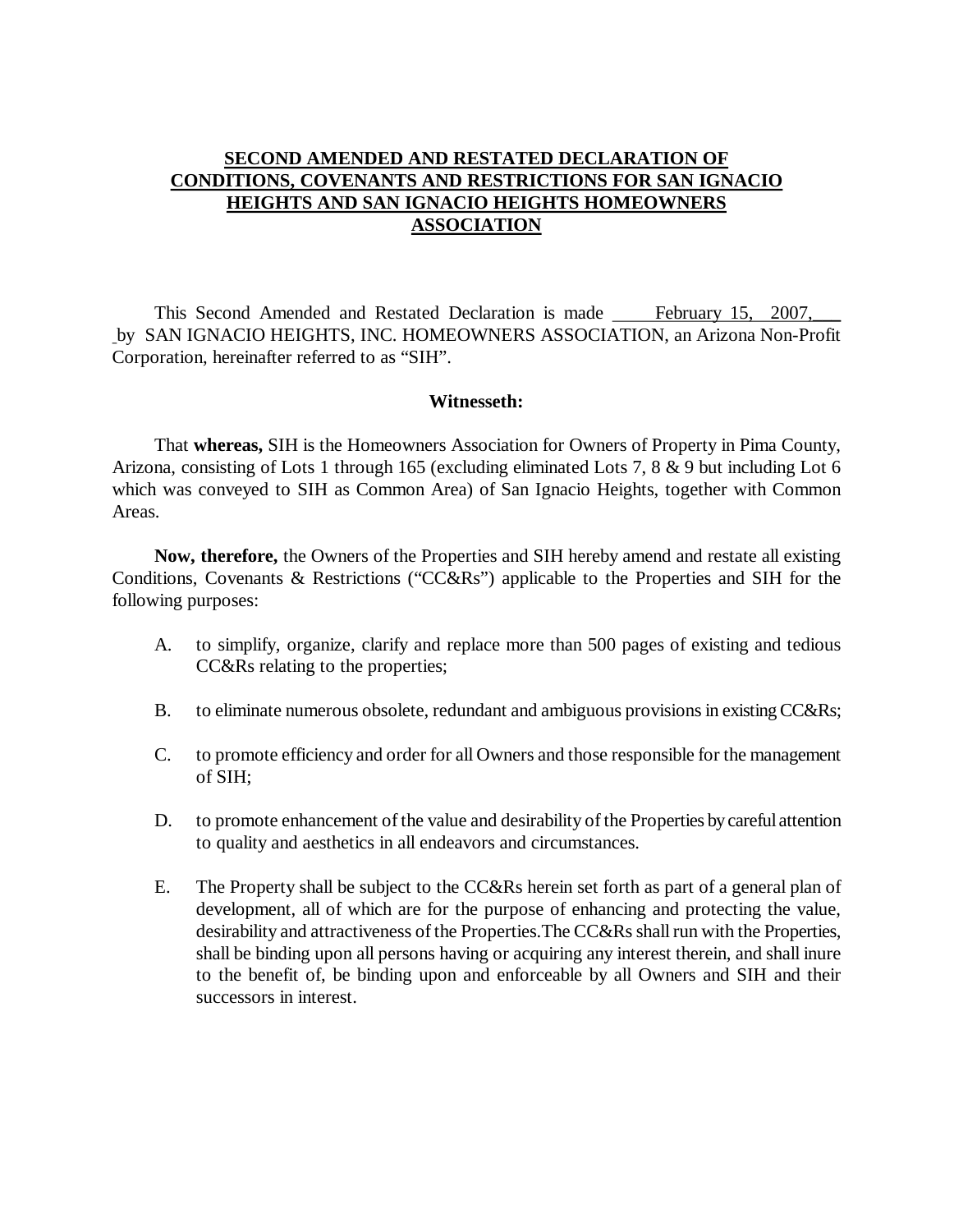# SECOND AMENDED AND RESTATED DECLARATION OF CONDITIONS, COVENANTS AND RESTRICTIONS FOR SAN IGNACIO HEIGHTS AND SAN IGNACIO HEIGHTS HOMEOWNERS ASSOCIATION

This Second Amended and Restated Declaration is made February 15, 2007, by SAN IGNACIO HEIGHTS, INC. HOMEOWNERS ASSOCIATION, an Arizona Non-Profit Corporation, hereinafter referred to as "SIH".

**Witnesseth:**

That **whereas,** SIH is the Homeowners Association for Owners of Property in Pima County, Arizona, consisting of Lots 1 through 165 (excluding eliminated Lots 7, 8 & 9 but including Lot 6 which was conveyed to SIH as Common Area) of San Ignacio Heights, together with Common Areas.

**Now, therefore,** the Owners of the Properties and SIH hereby amend and restate all existing Conditions, Covenants & Restrictions ("CC&Rs") applicable to the Properties and SIH for the following purposes:

A. to simplify, organize, clarify and replace more than 500 pages of existing and tedious CC&Rs relating to the properties;

B. to eliminate numerous obsolete, redundant and ambiguous provisions in existing CC&Rs;

C. to promote efficiency and order for all Owners and those responsible for the management of SIH;

D. to promote enhancement of the value and desirability of the Properties by careful attention to quality and aesthetics in all endeavors and circumstances.

E. The Property shall be subject to the CC&Rs herein set forth as part of a general plan of development, all of which are for the purpose of enhancing and protecting the value, desirability and attractiveness of the Properties.The CC&Rs shall run with the Properties, shall be binding upon all persons having or acquiring any interest therein, and shall inure to the benefit of, be binding upon and enforceable by all Owners and SIH and their successors in interest.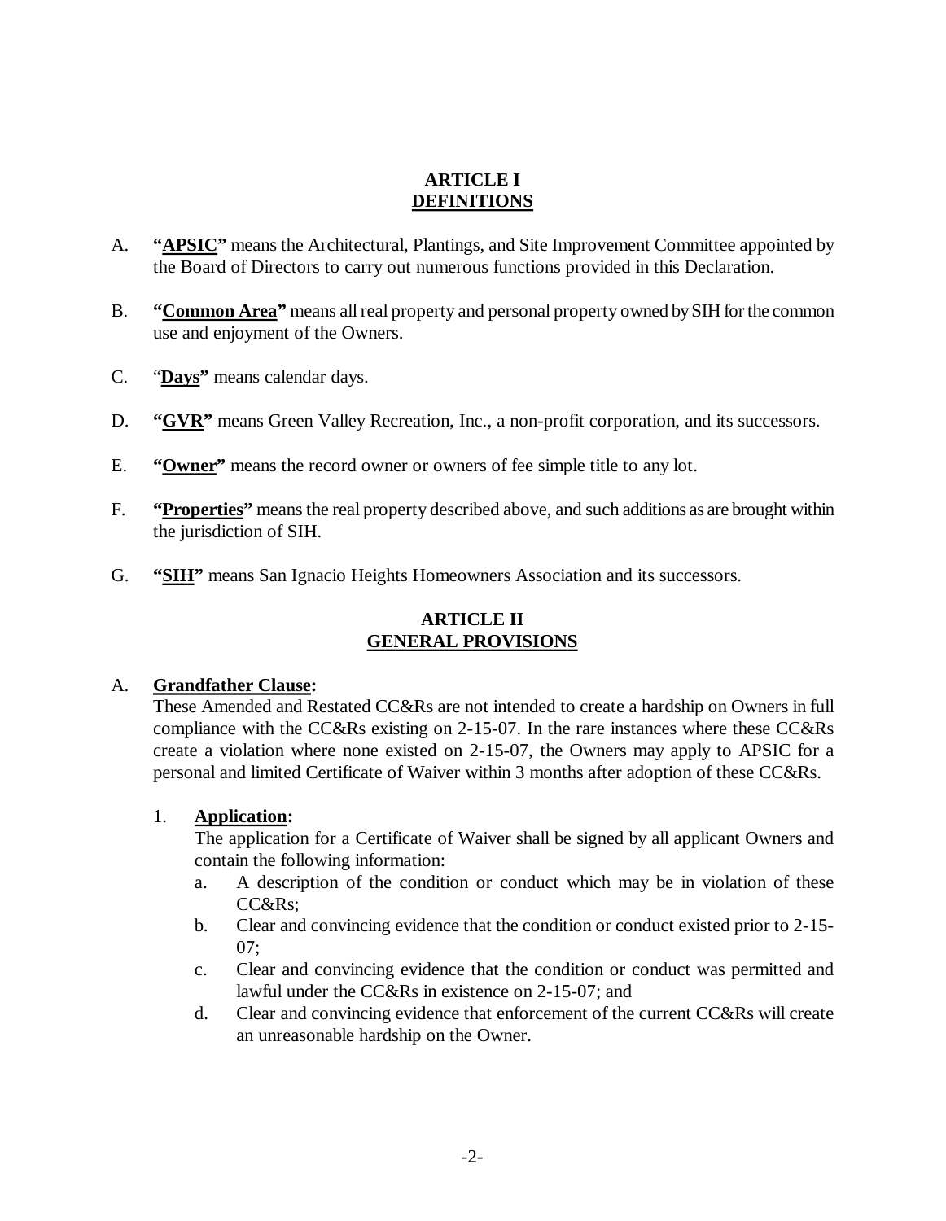## ARTICLE I
## DEFINITIONS

A. **"APSIC"** means the Architectural, Plantings, and Site Improvement Committee appointed by the Board of Directors to carry out numerous functions provided in this Declaration.

B. **"Common Area"** means all real property and personal property owned by SIH for the common use and enjoyment of the Owners.

C. **"Days"** means calendar days.

D. **"GVR"** means Green Valley Recreation, Inc., a non-profit corporation, and its successors.

E. **"Owner"** means the record owner or owners of fee simple title to any lot.

F. **"Properties"** means the real property described above, and such additions as are brought within the jurisdiction of SIH.

G. **"SIH"** means San Ignacio Heights Homeowners Association and its successors.

## ARTICLE II
## GENERAL PROVISIONS

A. **Grandfather Clause:**
These Amended and Restated CC&Rs are not intended to create a hardship on Owners in full compliance with the CC&Rs existing on 2-15-07. In the rare instances where these CC&Rs create a violation where none existed on 2-15-07, the Owners may apply to APSIC for a personal and limited Certificate of Waiver within 3 months after adoption of these CC&Rs.

1. **Application:**
The application for a Certificate of Waiver shall be signed by all applicant Owners and contain the following information:
    a. A description of the condition or conduct which may be in violation of these CC&Rs;
    b. Clear and convincing evidence that the condition or conduct existed prior to 2-15-07;
    c. Clear and convincing evidence that the condition or conduct was permitted and lawful under the CC&Rs in existence on 2-15-07; and
    d. Clear and convincing evidence that enforcement of the current CC&Rs will create an unreasonable hardship on the Owner.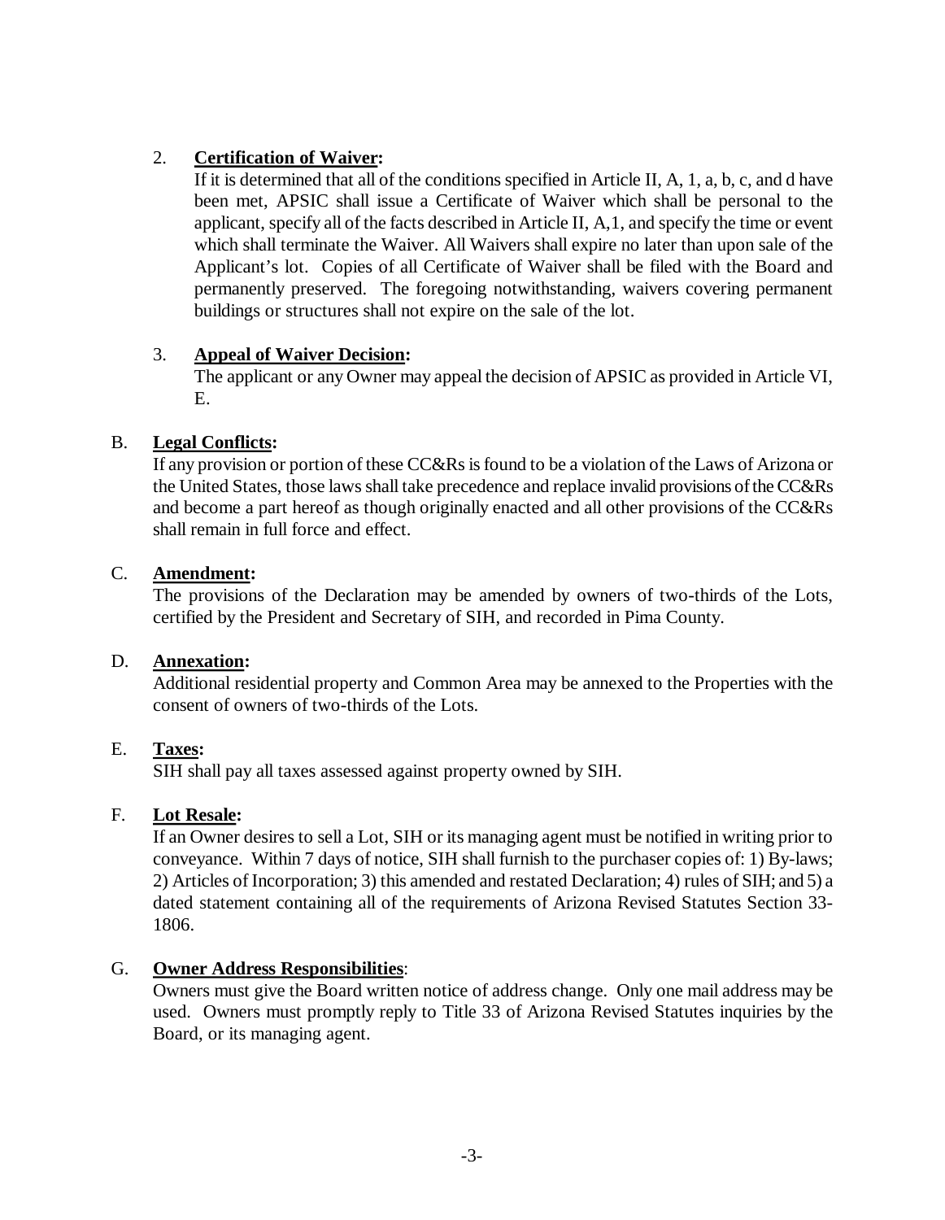2. **Certification of Waiver:**
   If it is determined that all of the conditions specified in Article II, A, 1, a, b, c, and d have been met, APSIC shall issue a Certificate of Waiver which shall be personal to the applicant, specify all of the facts described in Article II, A,1, and specify the time or event which shall terminate the Waiver. All Waivers shall expire no later than upon sale of the Applicant's lot. Copies of all Certificate of Waiver shall be filed with the Board and permanently preserved. The foregoing notwithstanding, waivers covering permanent buildings or structures shall not expire on the sale of the lot.

3. **Appeal of Waiver Decision:**
   The applicant or any Owner may appeal the decision of APSIC as provided in Article VI, E.

B. **Legal Conflicts:**
If any provision or portion of these CC&Rs is found to be a violation of the Laws of Arizona or the United States, those laws shall take precedence and replace invalid provisions of the CC&Rs and become a part hereof as though originally enacted and all other provisions of the CC&Rs shall remain in full force and effect.

C. **Amendment:**
The provisions of the Declaration may be amended by owners of two-thirds of the Lots, certified by the President and Secretary of SIH, and recorded in Pima County.

D. **Annexation:**
Additional residential property and Common Area may be annexed to the Properties with the consent of owners of two-thirds of the Lots.

E. **Taxes:**
SIH shall pay all taxes assessed against property owned by SIH.

F. **Lot Resale:**
If an Owner desires to sell a Lot, SIH or its managing agent must be notified in writing prior to conveyance. Within 7 days of notice, SIH shall furnish to the purchaser copies of: 1) By-laws; 2) Articles of Incorporation; 3) this amended and restated Declaration; 4) rules of SIH; and 5) a dated statement containing all of the requirements of Arizona Revised Statutes Section 33-1806.

G. **Owner Address Responsibilities**:
Owners must give the Board written notice of address change. Only one mail address may be used. Owners must promptly reply to Title 33 of Arizona Revised Statutes inquiries by the Board, or its managing agent.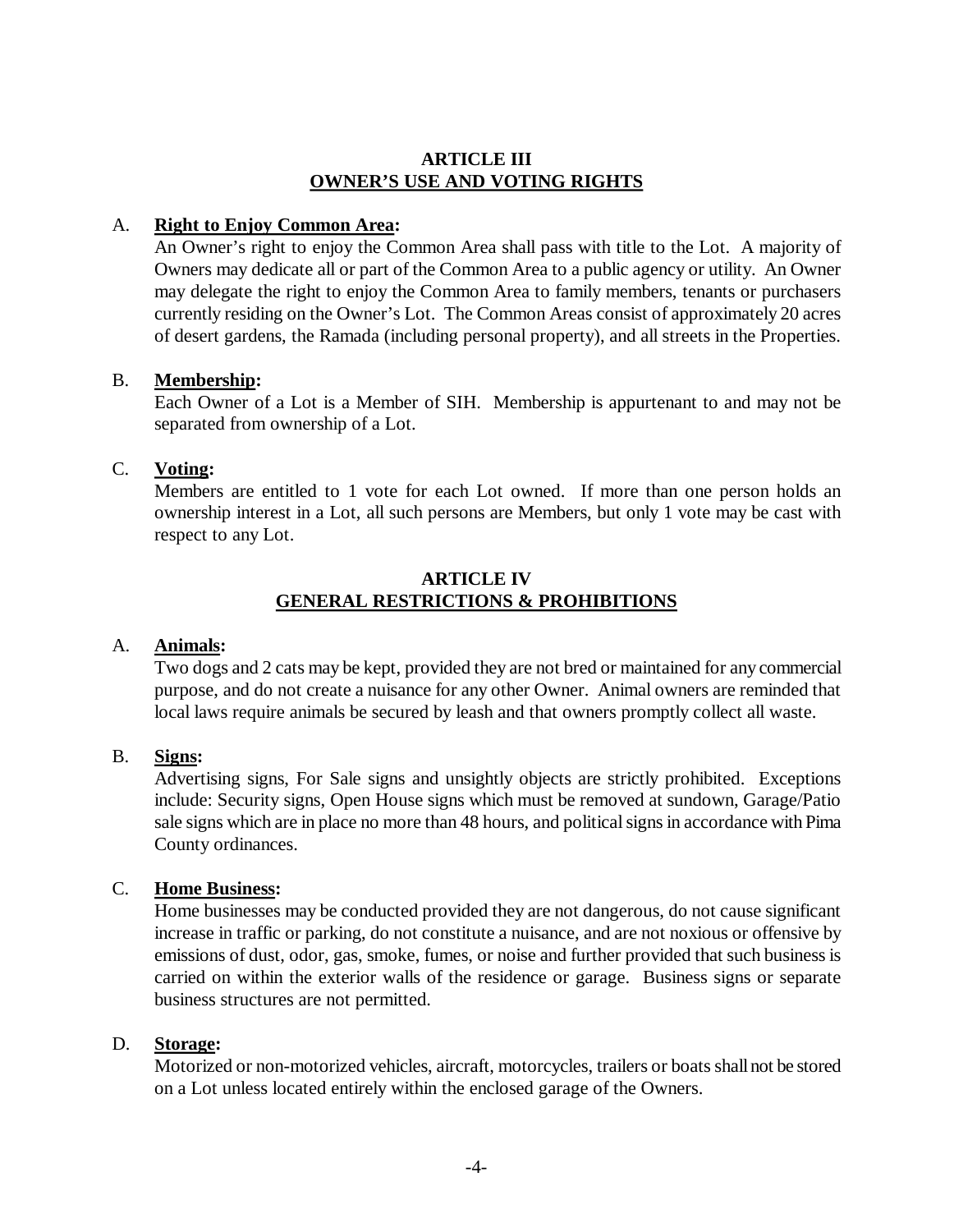## ARTICLE III
## OWNER'S USE AND VOTING RIGHTS

A. **Right to Enjoy Common Area:**
An Owner's right to enjoy the Common Area shall pass with title to the Lot. A majority of Owners may dedicate all or part of the Common Area to a public agency or utility. An Owner may delegate the right to enjoy the Common Area to family members, tenants or purchasers currently residing on the Owner's Lot. The Common Areas consist of approximately 20 acres of desert gardens, the Ramada (including personal property), and all streets in the Properties.

B. **Membership:**
Each Owner of a Lot is a Member of SIH. Membership is appurtenant to and may not be separated from ownership of a Lot.

C. **Voting:**
Members are entitled to 1 vote for each Lot owned. If more than one person holds an ownership interest in a Lot, all such persons are Members, but only 1 vote may be cast with respect to any Lot.

## ARTICLE IV
## GENERAL RESTRICTIONS & PROHIBITIONS

A. **Animals:**
Two dogs and 2 cats may be kept, provided they are not bred or maintained for any commercial purpose, and do not create a nuisance for any other Owner. Animal owners are reminded that local laws require animals be secured by leash and that owners promptly collect all waste.

B. **Signs:**
Advertising signs, For Sale signs and unsightly objects are strictly prohibited. Exceptions include: Security signs, Open House signs which must be removed at sundown, Garage/Patio sale signs which are in place no more than 48 hours, and political signs in accordance with Pima County ordinances.

C. **Home Business:**
Home businesses may be conducted provided they are not dangerous, do not cause significant increase in traffic or parking, do not constitute a nuisance, and are not noxious or offensive by emissions of dust, odor, gas, smoke, fumes, or noise and further provided that such business is carried on within the exterior walls of the residence or garage. Business signs or separate business structures are not permitted.

D. **Storage:**
Motorized or non-motorized vehicles, aircraft, motorcycles, trailers or boats shall not be stored on a Lot unless located entirely within the enclosed garage of the Owners.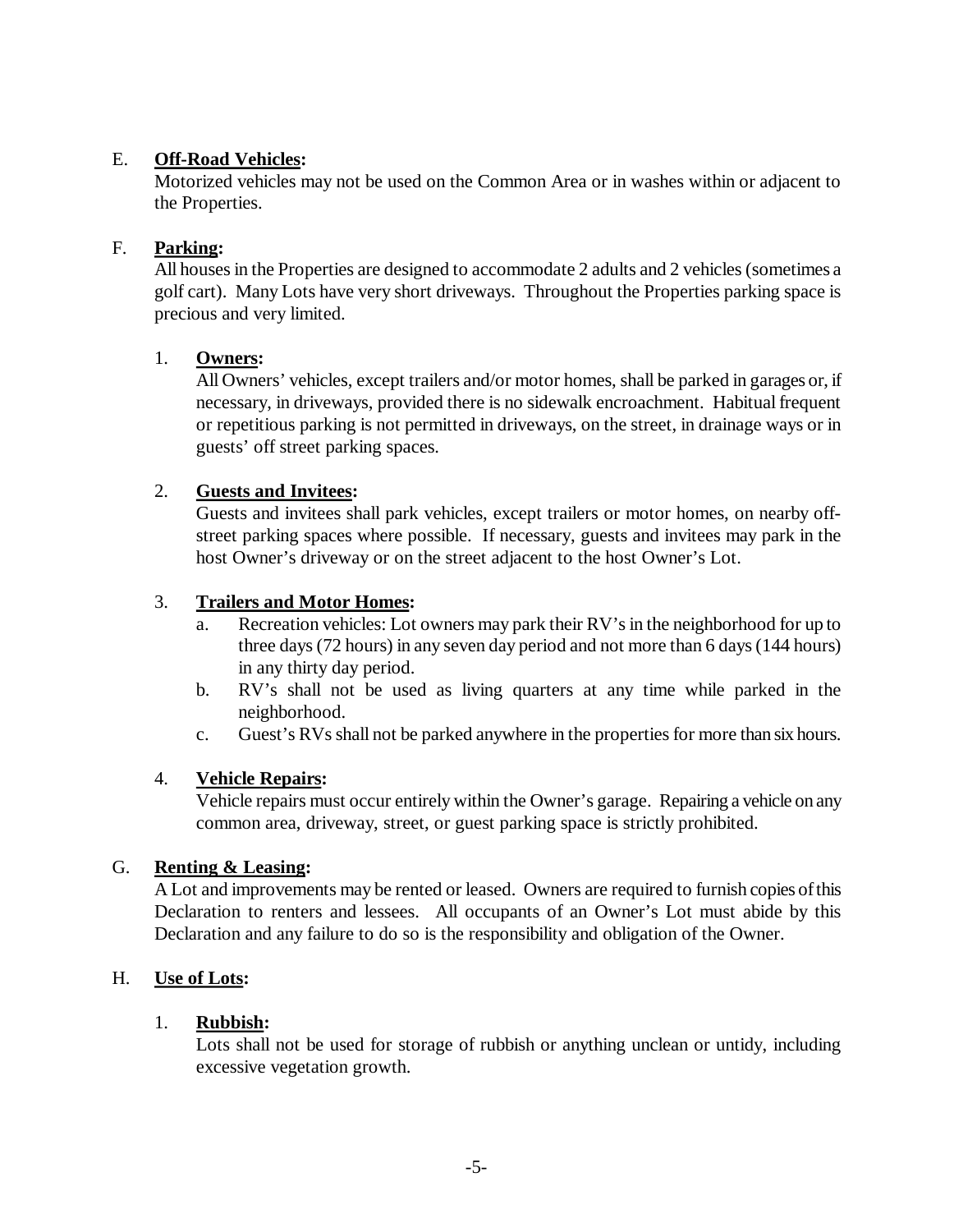E. **Off-Road Vehicles:**
Motorized vehicles may not be used on the Common Area or in washes within or adjacent to the Properties.

F. **Parking:**
All houses in the Properties are designed to accommodate 2 adults and 2 vehicles (sometimes a golf cart). Many Lots have very short driveways. Throughout the Properties parking space is precious and very limited.

1. **Owners:**
All Owners' vehicles, except trailers and/or motor homes, shall be parked in garages or, if necessary, in driveways, provided there is no sidewalk encroachment. Habitual frequent or repetitious parking is not permitted in driveways, on the street, in drainage ways or in guests' off street parking spaces.

2. **Guests and Invitees:**
Guests and invitees shall park vehicles, except trailers or motor homes, on nearby off-street parking spaces where possible. If necessary, guests and invitees may park in the host Owner's driveway or on the street adjacent to the host Owner's Lot.

3. **Trailers and Motor Homes:**
   a. Recreation vehicles: Lot owners may park their RV's in the neighborhood for up to three days (72 hours) in any seven day period and not more than 6 days (144 hours) in any thirty day period.
   b. RV's shall not be used as living quarters at any time while parked in the neighborhood.
   c. Guest's RVs shall not be parked anywhere in the properties for more than six hours.

4. **Vehicle Repairs:**
Vehicle repairs must occur entirely within the Owner's garage. Repairing a vehicle on any common area, driveway, street, or guest parking space is strictly prohibited.

G. **Renting & Leasing:**
A Lot and improvements may be rented or leased. Owners are required to furnish copies of this Declaration to renters and lessees. All occupants of an Owner's Lot must abide by this Declaration and any failure to do so is the responsibility and obligation of the Owner.

H. **Use of Lots:**

1. **Rubbish:**
Lots shall not be used for storage of rubbish or anything unclean or untidy, including excessive vegetation growth.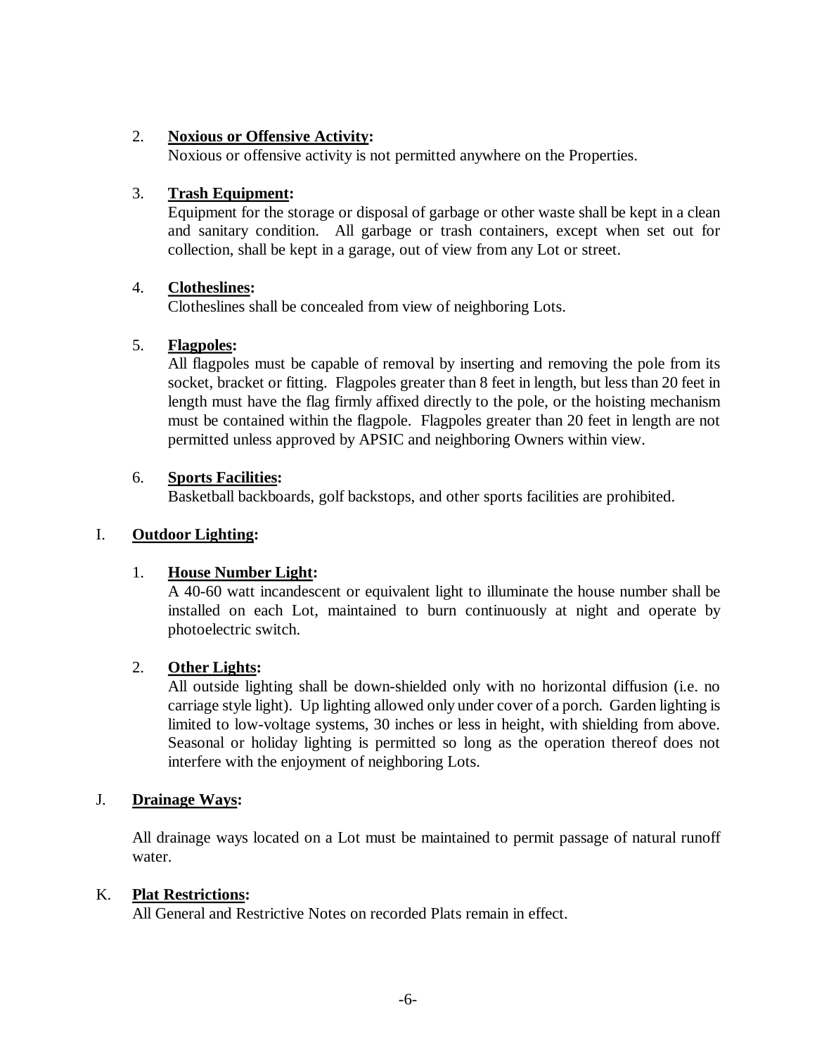2. **<u>Noxious or Offensive Activity</u>:**
   Noxious or offensive activity is not permitted anywhere on the Properties.

3. **<u>Trash Equipment</u>:**
   Equipment for the storage or disposal of garbage or other waste shall be kept in a clean and sanitary condition. All garbage or trash containers, except when set out for collection, shall be kept in a garage, out of view from any Lot or street.

4. **<u>Clotheslines</u>:**
   Clotheslines shall be concealed from view of neighboring Lots.

5. **<u>Flagpoles</u>:**
   All flagpoles must be capable of removal by inserting and removing the pole from its socket, bracket or fitting. Flagpoles greater than 8 feet in length, but less than 20 feet in length must have the flag firmly affixed directly to the pole, or the hoisting mechanism must be contained within the flagpole. Flagpoles greater than 20 feet in length are not permitted unless approved by APSIC and neighboring Owners within view.

6. **<u>Sports Facilities</u>:**
   Basketball backboards, golf backstops, and other sports facilities are prohibited.

I. **<u>Outdoor Lighting</u>:**

1. **<u>House Number Light</u>:**
   A 40-60 watt incandescent or equivalent light to illuminate the house number shall be installed on each Lot, maintained to burn continuously at night and operate by photoelectric switch.

2. **<u>Other Lights</u>:**
   All outside lighting shall be down-shielded only with no horizontal diffusion (i.e. no carriage style light). Up lighting allowed only under cover of a porch. Garden lighting is limited to low-voltage systems, 30 inches or less in height, with shielding from above. Seasonal or holiday lighting is permitted so long as the operation thereof does not interfere with the enjoyment of neighboring Lots.

J. **<u>Drainage Ways</u>:**

All drainage ways located on a Lot must be maintained to permit passage of natural runoff water.

K. **<u>Plat Restrictions</u>:**
All General and Restrictive Notes on recorded Plats remain in effect.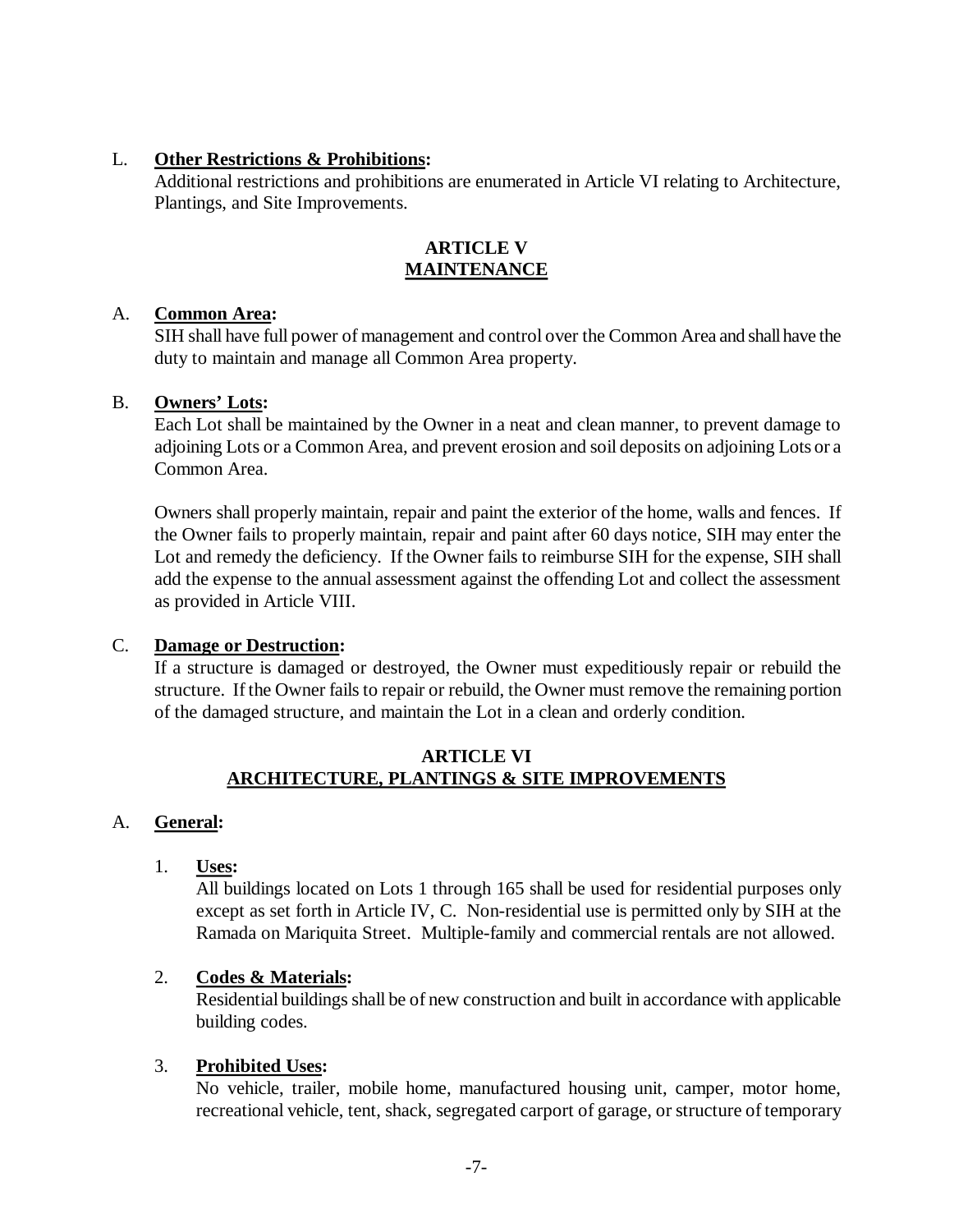L. **<u>Other Restrictions & Prohibitions</u>:**
Additional restrictions and prohibitions are enumerated in Article VI relating to Architecture, Plantings, and Site Improvements.

## ARTICLE V
## <u>MAINTENANCE</u>

A. **<u>Common Area</u>:**
SIH shall have full power of management and control over the Common Area and shall have the duty to maintain and manage all Common Area property.

B. **<u>Owners' Lots</u>:**
Each Lot shall be maintained by the Owner in a neat and clean manner, to prevent damage to adjoining Lots or a Common Area, and prevent erosion and soil deposits on adjoining Lots or a Common Area.

Owners shall properly maintain, repair and paint the exterior of the home, walls and fences. If the Owner fails to properly maintain, repair and paint after 60 days notice, SIH may enter the Lot and remedy the deficiency. If the Owner fails to reimburse SIH for the expense, SIH shall add the expense to the annual assessment against the offending Lot and collect the assessment as provided in Article VIII.

C. **<u>Damage or Destruction</u>:**
If a structure is damaged or destroyed, the Owner must expeditiously repair or rebuild the structure. If the Owner fails to repair or rebuild, the Owner must remove the remaining portion of the damaged structure, and maintain the Lot in a clean and orderly condition.

## ARTICLE VI
## <u>ARCHITECTURE, PLANTINGS & SITE IMPROVEMENTS</u>

A. **<u>General</u>:**

1. **<u>Uses</u>:**
All buildings located on Lots 1 through 165 shall be used for residential purposes only except as set forth in Article IV, C. Non-residential use is permitted only by SIH at the Ramada on Mariquita Street. Multiple-family and commercial rentals are not allowed.

2. **<u>Codes & Materials</u>:**
Residential buildings shall be of new construction and built in accordance with applicable building codes.

3. **<u>Prohibited Uses</u>:**
No vehicle, trailer, mobile home, manufactured housing unit, camper, motor home, recreational vehicle, tent, shack, segregated carport of garage, or structure of temporary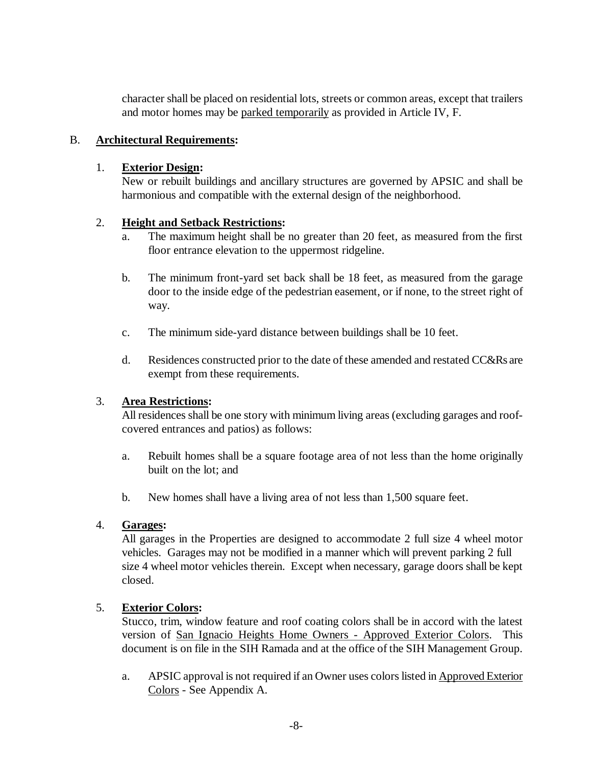character shall be placed on residential lots, streets or common areas, except that trailers and motor homes may be parked temporarily as provided in Article IV, F.

B. **Architectural Requirements:**

1. **Exterior Design:**
   New or rebuilt buildings and ancillary structures are governed by APSIC and shall be harmonious and compatible with the external design of the neighborhood.

2. **Height and Setback Restrictions:**
   a. The maximum height shall be no greater than 20 feet, as measured from the first floor entrance elevation to the uppermost ridgeline.

   b. The minimum front-yard set back shall be 18 feet, as measured from the garage door to the inside edge of the pedestrian easement, or if none, to the street right of way.

   c. The minimum side-yard distance between buildings shall be 10 feet.

   d. Residences constructed prior to the date of these amended and restated CC&Rs are exempt from these requirements.

3. **Area Restrictions:**
   All residences shall be one story with minimum living areas (excluding garages and roof-covered entrances and patios) as follows:

   a. Rebuilt homes shall be a square footage area of not less than the home originally built on the lot; and

   b. New homes shall have a living area of not less than 1,500 square feet.

4. **Garages:**
   All garages in the Properties are designed to accommodate 2 full size 4 wheel motor vehicles. Garages may not be modified in a manner which will prevent parking 2 full size 4 wheel motor vehicles therein. Except when necessary, garage doors shall be kept closed.

5. **Exterior Colors:**
   Stucco, trim, window feature and roof coating colors shall be in accord with the latest version of San Ignacio Heights Home Owners - Approved Exterior Colors. This document is on file in the SIH Ramada and at the office of the SIH Management Group.

   a. APSIC approval is not required if an Owner uses colors listed in Approved Exterior Colors - See Appendix A.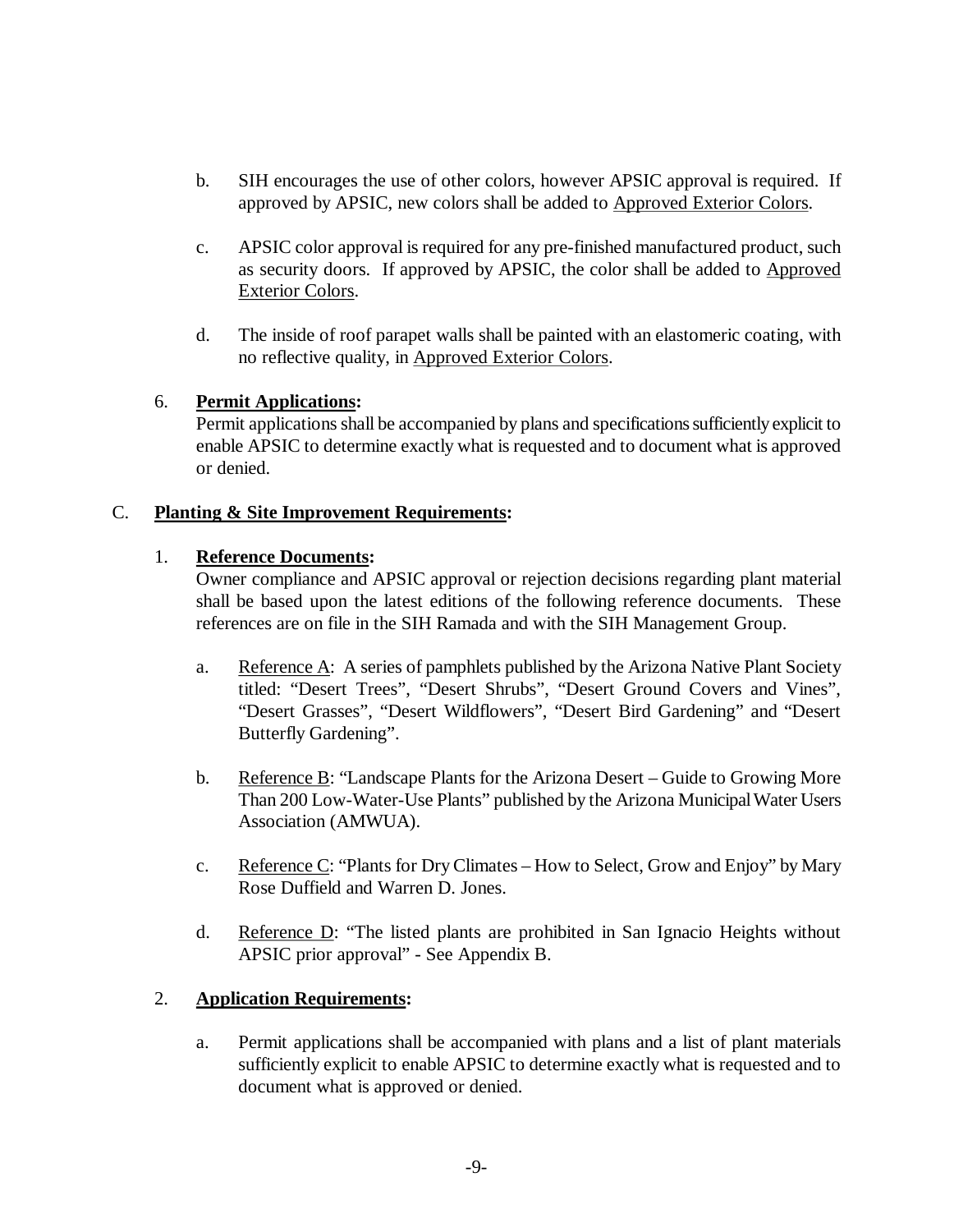b. SIH encourages the use of other colors, however APSIC approval is required. If approved by APSIC, new colors shall be added to <u>Approved Exterior Colors</u>.

c. APSIC color approval is required for any pre-finished manufactured product, such as security doors. If approved by APSIC, the color shall be added to <u>Approved Exterior Colors</u>.

d. The inside of roof parapet walls shall be painted with an elastomeric coating, with no reflective quality, in <u>Approved Exterior Colors</u>.

6. **<u>Permit Applications</u>:**
Permit applications shall be accompanied by plans and specifications sufficiently explicit to enable APSIC to determine exactly what is requested and to document what is approved or denied.

C. **<u>Planting & Site Improvement Requirements</u>:**

1. **<u>Reference Documents</u>:**
Owner compliance and APSIC approval or rejection decisions regarding plant material shall be based upon the latest editions of the following reference documents. These references are on file in the SIH Ramada and with the SIH Management Group.

   a. <u>Reference A</u>: A series of pamphlets published by the Arizona Native Plant Society titled: "Desert Trees", "Desert Shrubs", "Desert Ground Covers and Vines", "Desert Grasses", "Desert Wildflowers", "Desert Bird Gardening" and "Desert Butterfly Gardening".

   b. <u>Reference B</u>: "Landscape Plants for the Arizona Desert – Guide to Growing More Than 200 Low-Water-Use Plants" published by the Arizona Municipal Water Users Association (AMWUA).

   c. <u>Reference C</u>: "Plants for Dry Climates – How to Select, Grow and Enjoy" by Mary Rose Duffield and Warren D. Jones.

   d. <u>Reference D</u>: "The listed plants are prohibited in San Ignacio Heights without APSIC prior approval" - See Appendix B.

2. **<u>Application Requirements</u>:**

   a. Permit applications shall be accompanied with plans and a list of plant materials sufficiently explicit to enable APSIC to determine exactly what is requested and to document what is approved or denied.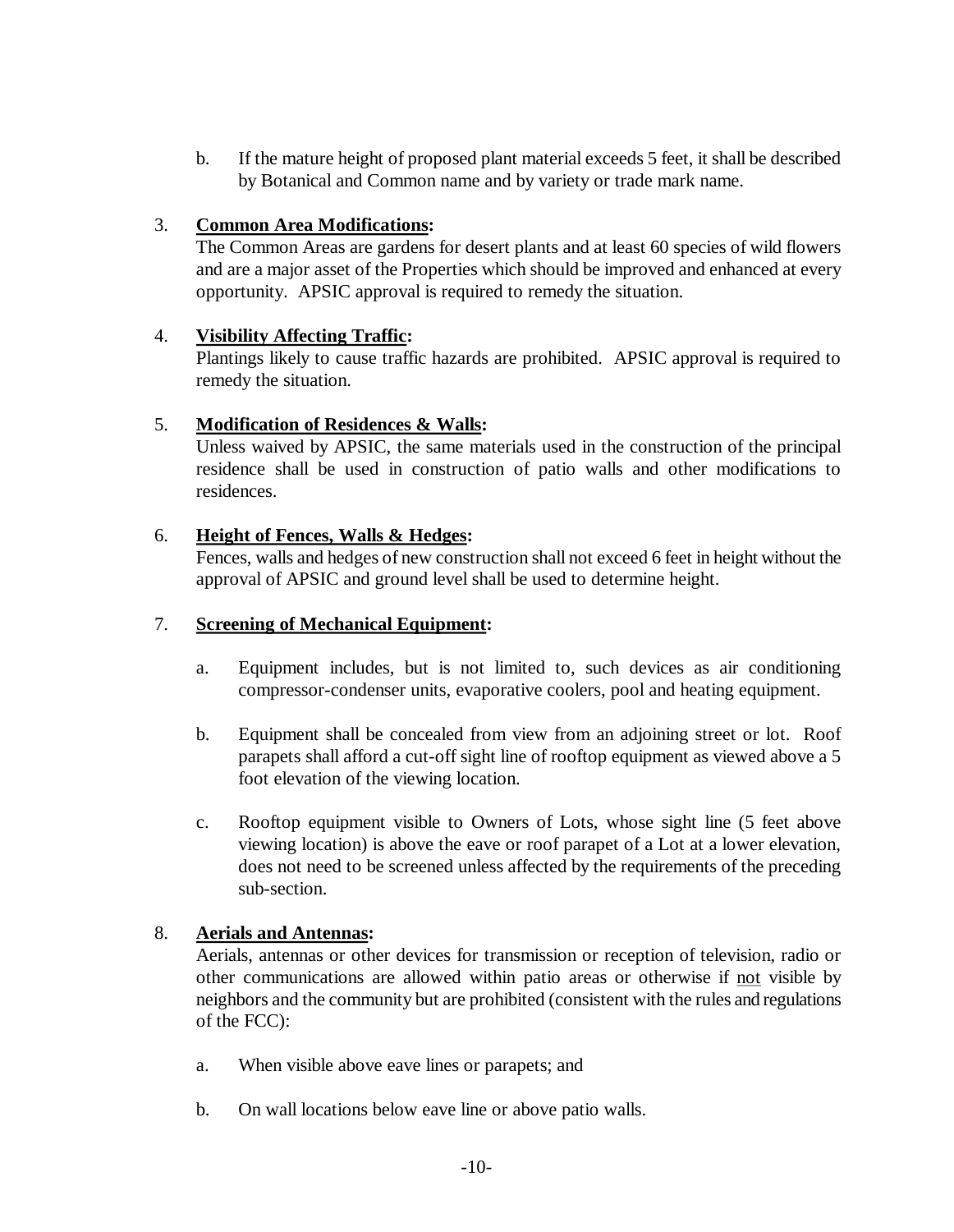b. If the mature height of proposed plant material exceeds 5 feet, it shall be described by Botanical and Common name and by variety or trade mark name.

3. **<u>Common Area Modifications</u>:**
The Common Areas are gardens for desert plants and at least 60 species of wild flowers and are a major asset of the Properties which should be improved and enhanced at every opportunity. APSIC approval is required to remedy the situation.

4. **<u>Visibility Affecting Traffic</u>:**
Plantings likely to cause traffic hazards are prohibited. APSIC approval is required to remedy the situation.

5. **<u>Modification of Residences & Walls</u>:**
Unless waived by APSIC, the same materials used in the construction of the principal residence shall be used in construction of patio walls and other modifications to residences.

6. **<u>Height of Fences, Walls & Hedges</u>:**
Fences, walls and hedges of new construction shall not exceed 6 feet in height without the approval of APSIC and ground level shall be used to determine height.

7. **<u>Screening of Mechanical Equipment</u>:**

   a. Equipment includes, but is not limited to, such devices as air conditioning compressor-condenser units, evaporative coolers, pool and heating equipment.

   b. Equipment shall be concealed from view from an adjoining street or lot. Roof parapets shall afford a cut-off sight line of rooftop equipment as viewed above a 5 foot elevation of the viewing location.

   c. Rooftop equipment visible to Owners of Lots, whose sight line (5 feet above viewing location) is above the eave or roof parapet of a Lot at a lower elevation, does not need to be screened unless affected by the requirements of the preceding sub-section.

8. **<u>Aerials and Antennas</u>:**
Aerials, antennas or other devices for transmission or reception of television, radio or other communications are allowed within patio areas or otherwise if <u>not</u> visible by neighbors and the community but are prohibited (consistent with the rules and regulations of the FCC):

   a. When visible above eave lines or parapets; and

   b. On wall locations below eave line or above patio walls.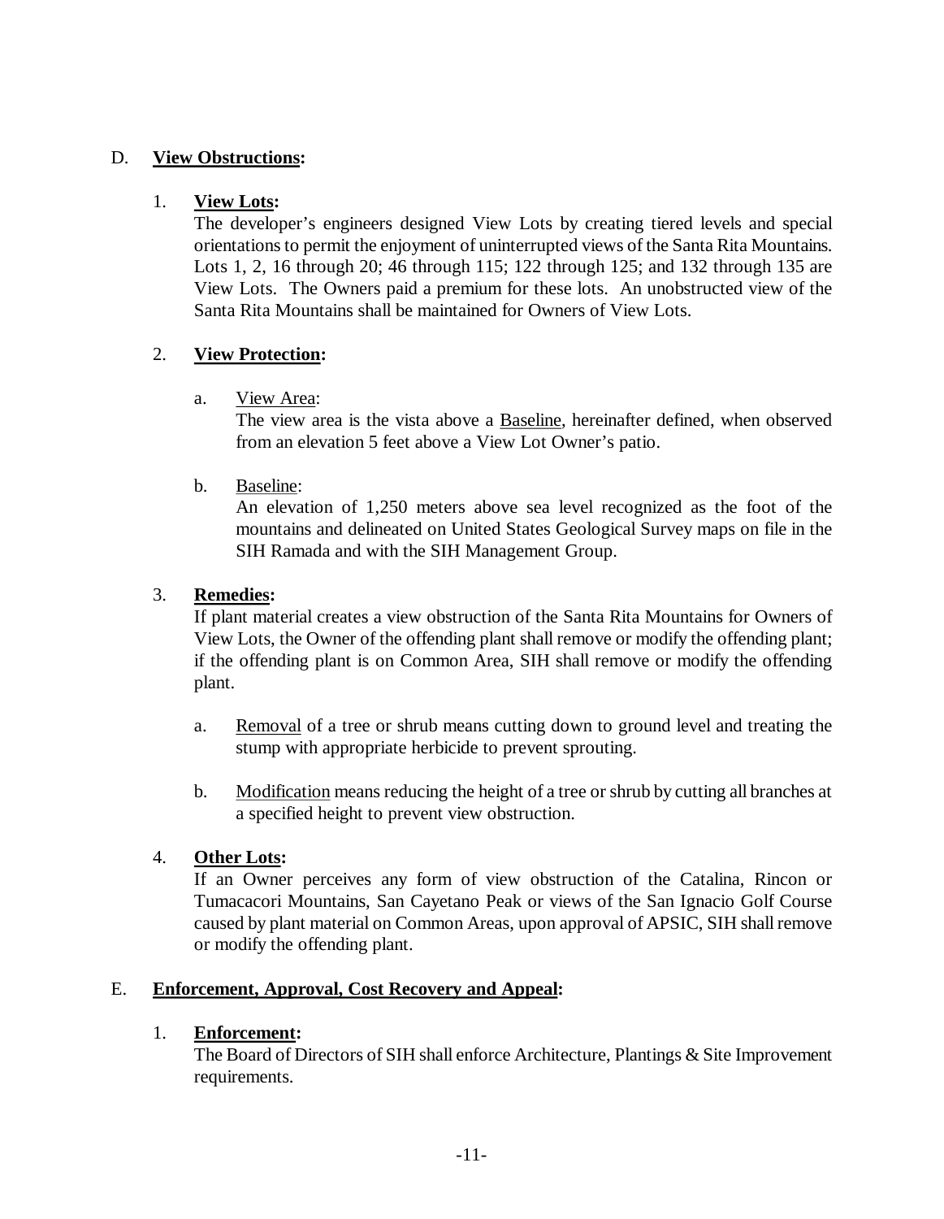D. **View Obstructions:**

1. **View Lots:**
The developer's engineers designed View Lots by creating tiered levels and special orientations to permit the enjoyment of uninterrupted views of the Santa Rita Mountains. Lots 1, 2, 16 through 20; 46 through 115; 122 through 125; and 132 through 135 are View Lots. The Owners paid a premium for these lots. An unobstructed view of the Santa Rita Mountains shall be maintained for Owners of View Lots.

2. **View Protection:**

   a. View Area:
   The view area is the vista above a Baseline, hereinafter defined, when observed from an elevation 5 feet above a View Lot Owner's patio.

   b. Baseline:
   An elevation of 1,250 meters above sea level recognized as the foot of the mountains and delineated on United States Geological Survey maps on file in the SIH Ramada and with the SIH Management Group.

3. **Remedies:**
If plant material creates a view obstruction of the Santa Rita Mountains for Owners of View Lots, the Owner of the offending plant shall remove or modify the offending plant; if the offending plant is on Common Area, SIH shall remove or modify the offending plant.

   a. Removal of a tree or shrub means cutting down to ground level and treating the stump with appropriate herbicide to prevent sprouting.

   b. Modification means reducing the height of a tree or shrub by cutting all branches at a specified height to prevent view obstruction.

4. **Other Lots:**
If an Owner perceives any form of view obstruction of the Catalina, Rincon or Tumacacori Mountains, San Cayetano Peak or views of the San Ignacio Golf Course caused by plant material on Common Areas, upon approval of APSIC, SIH shall remove or modify the offending plant.

E. **Enforcement, Approval, Cost Recovery and Appeal:**

1. **Enforcement:**
The Board of Directors of SIH shall enforce Architecture, Plantings & Site Improvement requirements.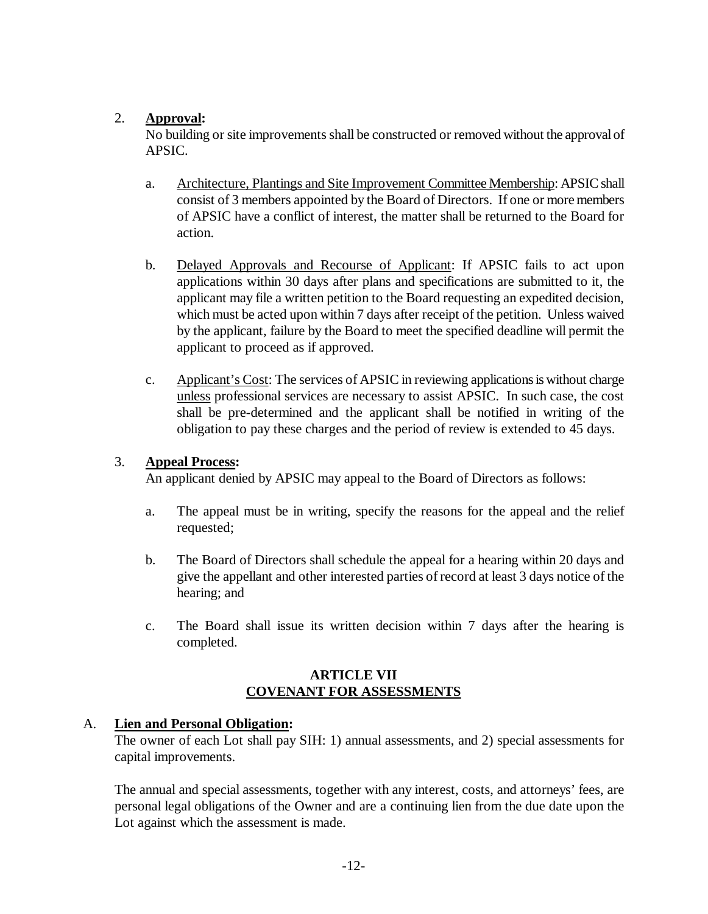2. **<u>Approval</u>:**
   No building or site improvements shall be constructed or removed without the approval of APSIC.

   a. <u>Architecture, Plantings and Site Improvement Committee Membership</u>: APSIC shall consist of 3 members appointed by the Board of Directors. If one or more members of APSIC have a conflict of interest, the matter shall be returned to the Board for action.

   b. <u>Delayed Approvals and Recourse of Applicant</u>: If APSIC fails to act upon applications within 30 days after plans and specifications are submitted to it, the applicant may file a written petition to the Board requesting an expedited decision, which must be acted upon within 7 days after receipt of the petition. Unless waived by the applicant, failure by the Board to meet the specified deadline will permit the applicant to proceed as if approved.

   c. <u>Applicant's Cost</u>: The services of APSIC in reviewing applications is without charge <u>unless</u> professional services are necessary to assist APSIC. In such case, the cost shall be pre-determined and the applicant shall be notified in writing of the obligation to pay these charges and the period of review is extended to 45 days.

3. **<u>Appeal Process</u>:**
   An applicant denied by APSIC may appeal to the Board of Directors as follows:

   a. The appeal must be in writing, specify the reasons for the appeal and the relief requested;

   b. The Board of Directors shall schedule the appeal for a hearing within 20 days and give the appellant and other interested parties of record at least 3 days notice of the hearing; and

   c. The Board shall issue its written decision within 7 days after the hearing is completed.

## ARTICLE VII
## <u>COVENANT FOR ASSESSMENTS</u>

A. **<u>Lien and Personal Obligation</u>:**
   The owner of each Lot shall pay SIH: 1) annual assessments, and 2) special assessments for capital improvements.

   The annual and special assessments, together with any interest, costs, and attorneys' fees, are personal legal obligations of the Owner and are a continuing lien from the due date upon the Lot against which the assessment is made.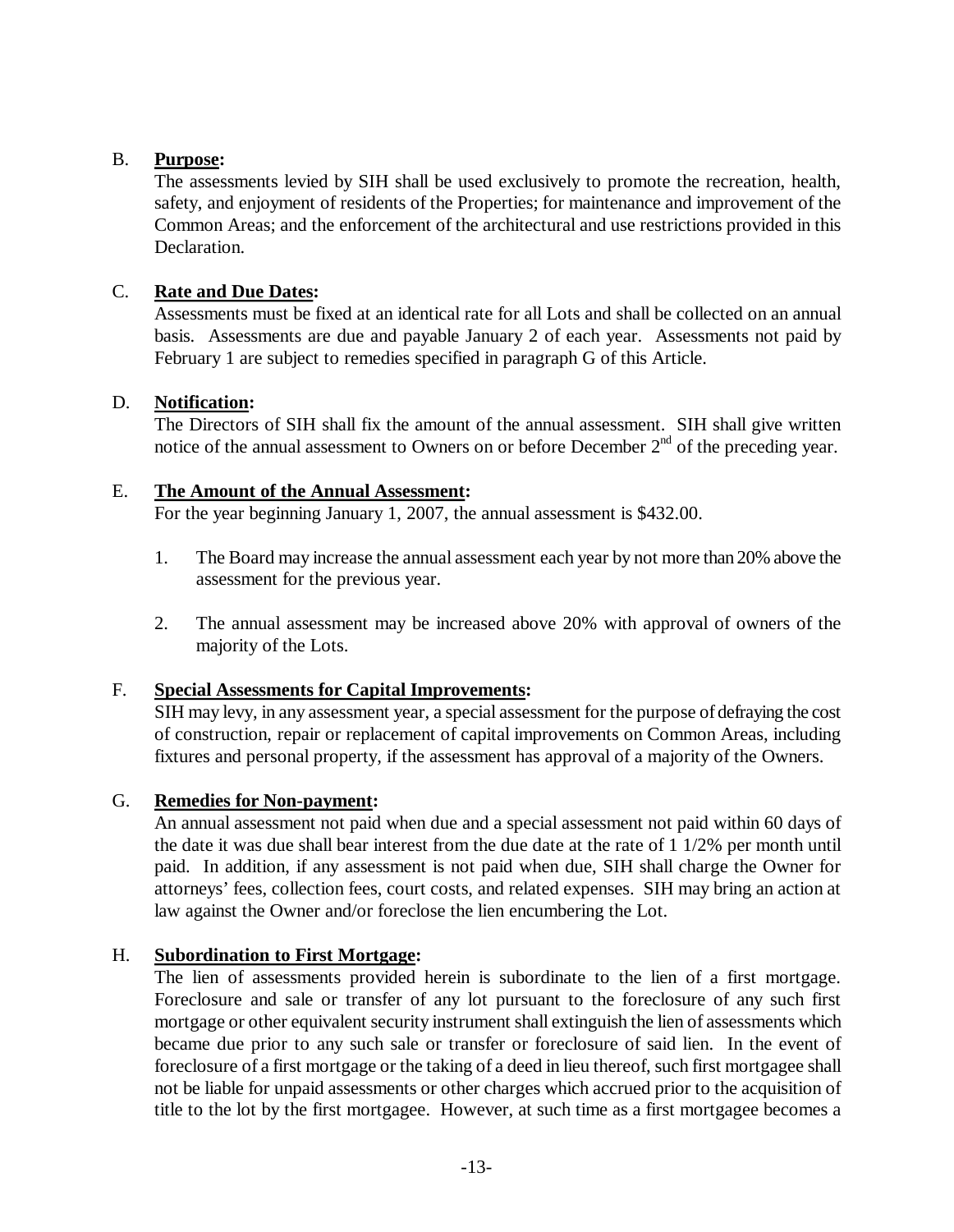B. **Purpose:**
The assessments levied by SIH shall be used exclusively to promote the recreation, health, safety, and enjoyment of residents of the Properties; for maintenance and improvement of the Common Areas; and the enforcement of the architectural and use restrictions provided in this Declaration.

C. **Rate and Due Dates:**
Assessments must be fixed at an identical rate for all Lots and shall be collected on an annual basis. Assessments are due and payable January 2 of each year. Assessments not paid by February 1 are subject to remedies specified in paragraph G of this Article.

D. **Notification:**
The Directors of SIH shall fix the amount of the annual assessment. SIH shall give written notice of the annual assessment to Owners on or before December 2nd of the preceding year.

E. **The Amount of the Annual Assessment:**
For the year beginning January 1, 2007, the annual assessment is $432.00.

1. The Board may increase the annual assessment each year by not more than 20% above the assessment for the previous year.

2. The annual assessment may be increased above 20% with approval of owners of the majority of the Lots.

F. **Special Assessments for Capital Improvements:**
SIH may levy, in any assessment year, a special assessment for the purpose of defraying the cost of construction, repair or replacement of capital improvements on Common Areas, including fixtures and personal property, if the assessment has approval of a majority of the Owners.

G. **Remedies for Non-payment:**
An annual assessment not paid when due and a special assessment not paid within 60 days of the date it was due shall bear interest from the due date at the rate of 1 1/2% per month until paid. In addition, if any assessment is not paid when due, SIH shall charge the Owner for attorneys' fees, collection fees, court costs, and related expenses. SIH may bring an action at law against the Owner and/or foreclose the lien encumbering the Lot.

H. **Subordination to First Mortgage:**
The lien of assessments provided herein is subordinate to the lien of a first mortgage. Foreclosure and sale or transfer of any lot pursuant to the foreclosure of any such first mortgage or other equivalent security instrument shall extinguish the lien of assessments which became due prior to any such sale or transfer or foreclosure of said lien. In the event of foreclosure of a first mortgage or the taking of a deed in lieu thereof, such first mortgagee shall not be liable for unpaid assessments or other charges which accrued prior to the acquisition of title to the lot by the first mortgagee. However, at such time as a first mortgagee becomes a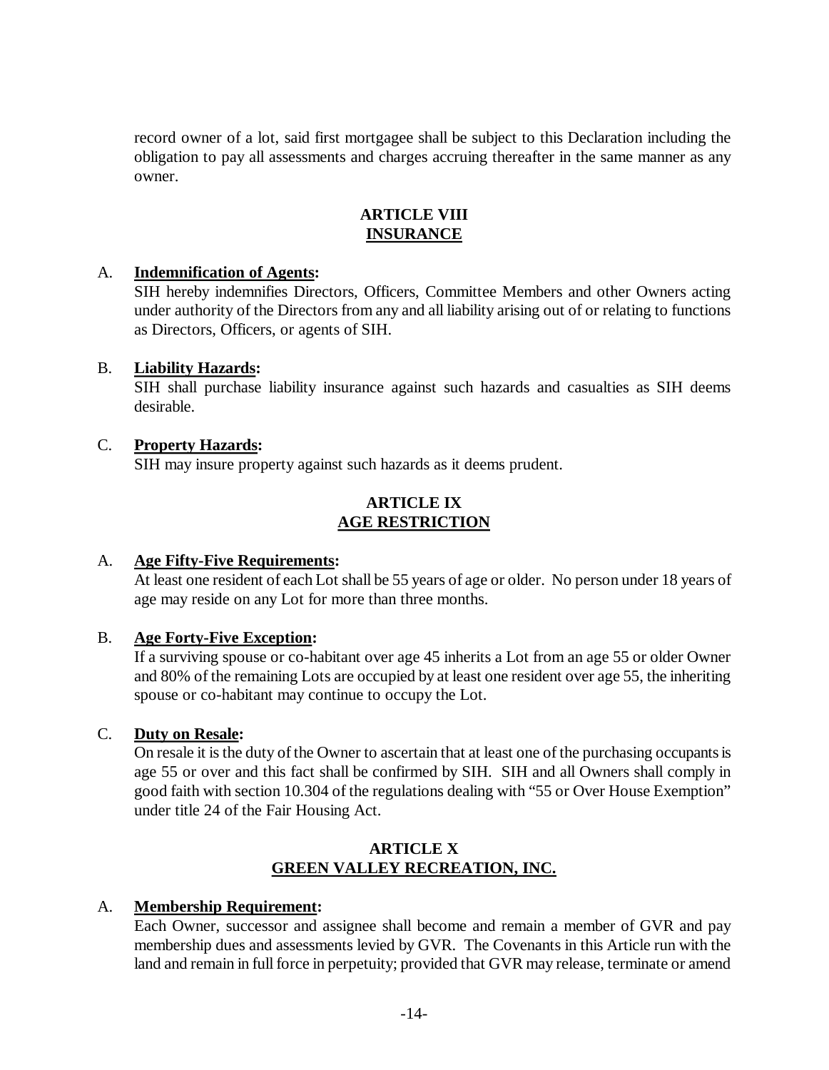record owner of a lot, said first mortgagee shall be subject to this Declaration including the obligation to pay all assessments and charges accruing thereafter in the same manner as any owner.

## ARTICLE VIII
## INSURANCE

A. **Indemnification of Agents:**
SIH hereby indemnifies Directors, Officers, Committee Members and other Owners acting under authority of the Directors from any and all liability arising out of or relating to functions as Directors, Officers, or agents of SIH.

B. **Liability Hazards:**
SIH shall purchase liability insurance against such hazards and casualties as SIH deems desirable.

C. **Property Hazards:**
SIH may insure property against such hazards as it deems prudent.

## ARTICLE IX
## AGE RESTRICTION

A. **Age Fifty-Five Requirements:**
At least one resident of each Lot shall be 55 years of age or older. No person under 18 years of age may reside on any Lot for more than three months.

B. **Age Forty-Five Exception:**
If a surviving spouse or co-habitant over age 45 inherits a Lot from an age 55 or older Owner and 80% of the remaining Lots are occupied by at least one resident over age 55, the inheriting spouse or co-habitant may continue to occupy the Lot.

C. **Duty on Resale:**
On resale it is the duty of the Owner to ascertain that at least one of the purchasing occupants is age 55 or over and this fact shall be confirmed by SIH. SIH and all Owners shall comply in good faith with section 10.304 of the regulations dealing with "55 or Over House Exemption" under title 24 of the Fair Housing Act.

## ARTICLE X
## GREEN VALLEY RECREATION, INC.

A. **Membership Requirement:**
Each Owner, successor and assignee shall become and remain a member of GVR and pay membership dues and assessments levied by GVR. The Covenants in this Article run with the land and remain in full force in perpetuity; provided that GVR may release, terminate or amend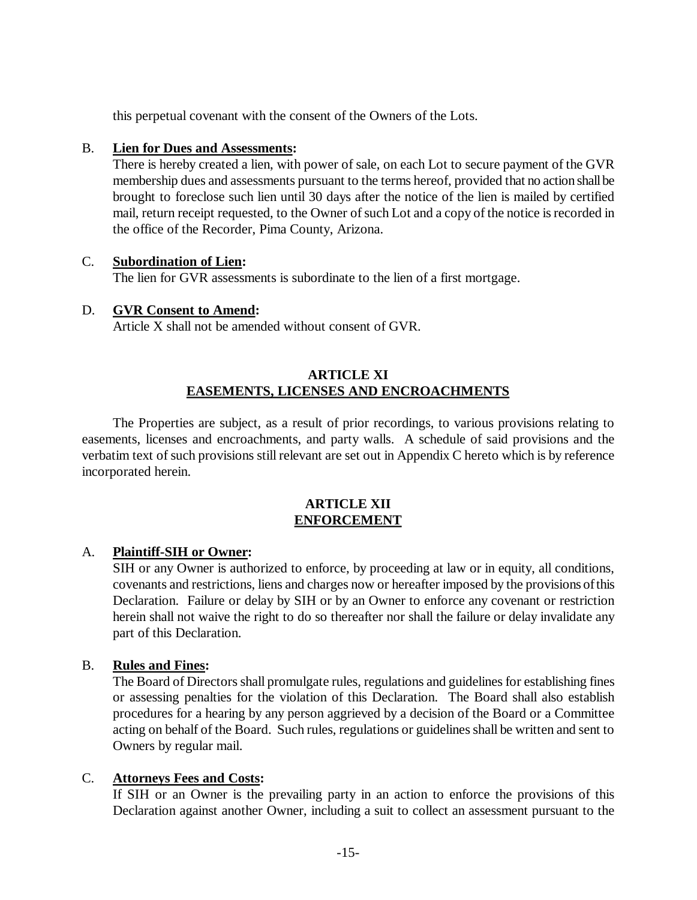this perpetual covenant with the consent of the Owners of the Lots.

B. **<u>Lien for Dues and Assessments</u>:**
There is hereby created a lien, with power of sale, on each Lot to secure payment of the GVR membership dues and assessments pursuant to the terms hereof, provided that no action shall be brought to foreclose such lien until 30 days after the notice of the lien is mailed by certified mail, return receipt requested, to the Owner of such Lot and a copy of the notice is recorded in the office of the Recorder, Pima County, Arizona.

C. **<u>Subordination of Lien</u>:**
The lien for GVR assessments is subordinate to the lien of a first mortgage.

D. **<u>GVR Consent to Amend</u>:**
Article X shall not be amended without consent of GVR.

## ARTICLE XI
## EASEMENTS, LICENSES AND ENCROACHMENTS

The Properties are subject, as a result of prior recordings, to various provisions relating to easements, licenses and encroachments, and party walls. A schedule of said provisions and the verbatim text of such provisions still relevant are set out in Appendix C hereto which is by reference incorporated herein.

## ARTICLE XII
## ENFORCEMENT

A. **<u>Plaintiff-SIH or Owner</u>:**
SIH or any Owner is authorized to enforce, by proceeding at law or in equity, all conditions, covenants and restrictions, liens and charges now or hereafter imposed by the provisions of this Declaration. Failure or delay by SIH or by an Owner to enforce any covenant or restriction herein shall not waive the right to do so thereafter nor shall the failure or delay invalidate any part of this Declaration.

B. **<u>Rules and Fines</u>:**
The Board of Directors shall promulgate rules, regulations and guidelines for establishing fines or assessing penalties for the violation of this Declaration. The Board shall also establish procedures for a hearing by any person aggrieved by a decision of the Board or a Committee acting on behalf of the Board. Such rules, regulations or guidelines shall be written and sent to Owners by regular mail.

C. **<u>Attorneys Fees and Costs</u>:**
If SIH or an Owner is the prevailing party in an action to enforce the provisions of this Declaration against another Owner, including a suit to collect an assessment pursuant to the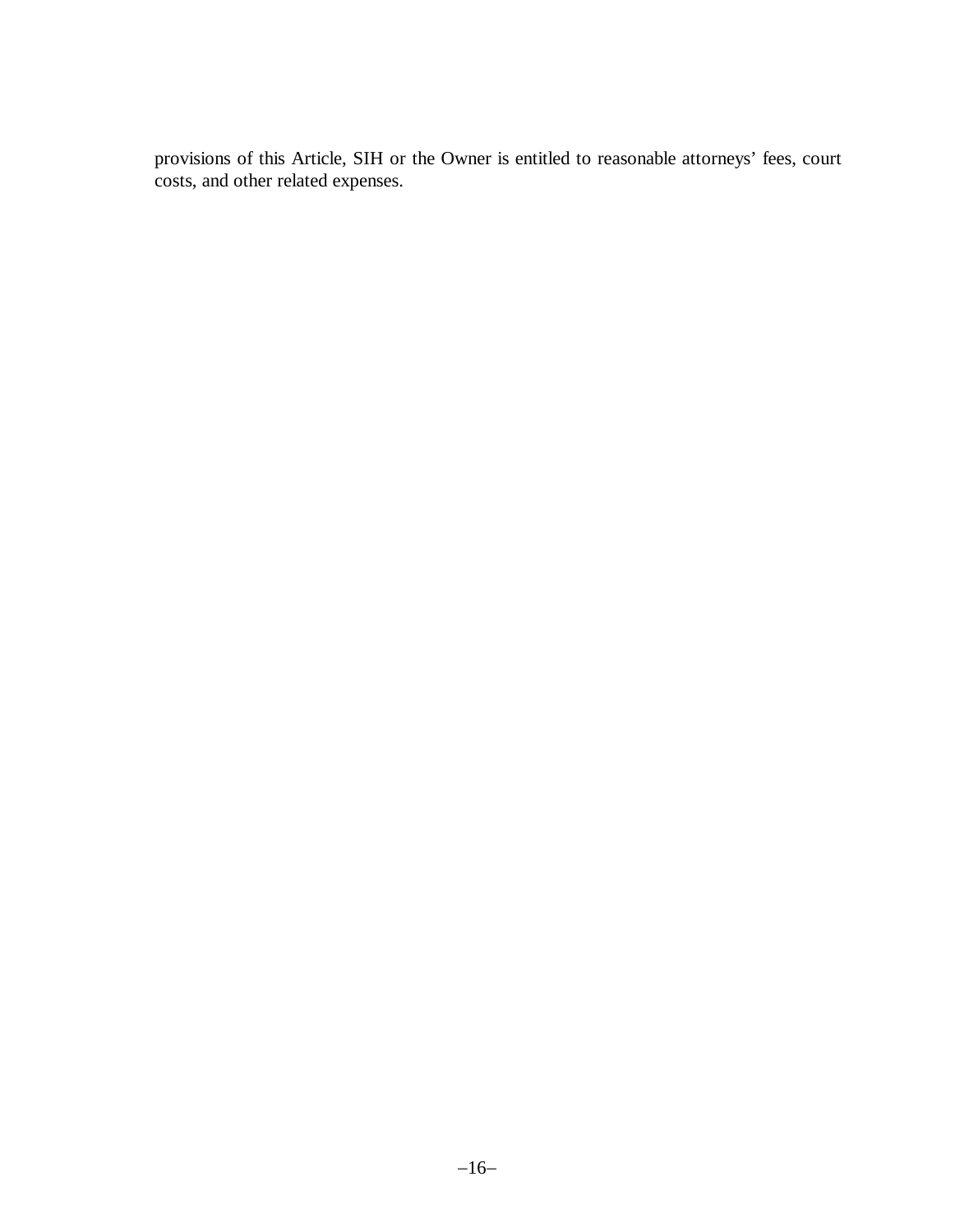provisions of this Article, SIH or the Owner is entitled to reasonable attorneys' fees, court costs, and other related expenses.